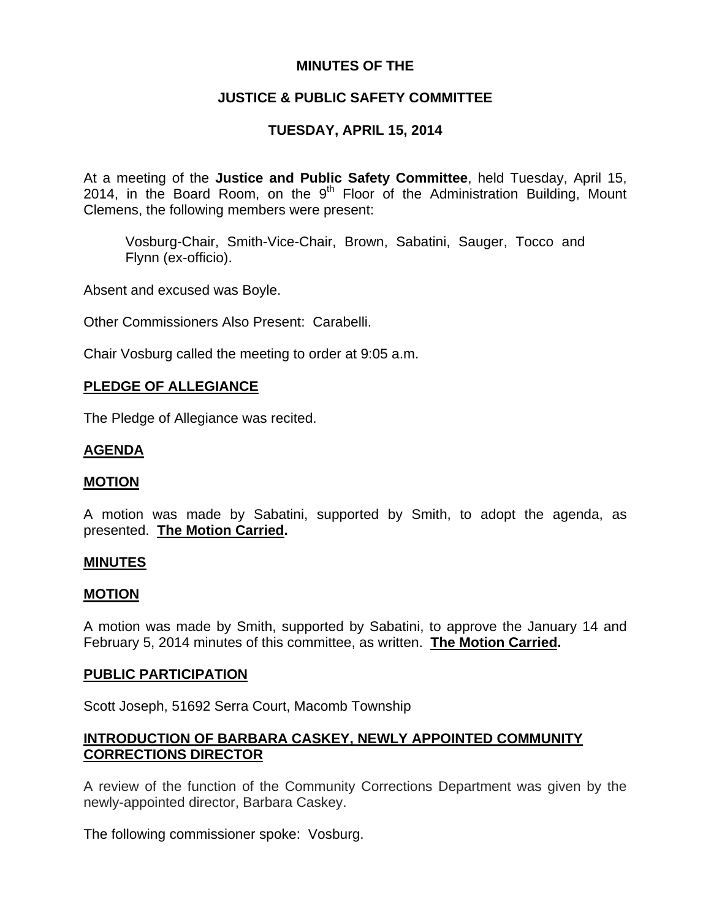**MINUTES OF THE**

**JUSTICE & PUBLIC SAFETY COMMITTEE**

**TUESDAY, APRIL 15, 2014**

At a meeting of the **Justice and Public Safety Committee**, held Tuesday, April 15, 2014, in the Board Room, on the 9th Floor of the Administration Building, Mount Clemens, the following members were present:

> Vosburg-Chair, Smith-Vice-Chair, Brown, Sabatini, Sauger, Tocco and Flynn (ex-officio).

Absent and excused was Boyle.

Other Commissioners Also Present: Carabelli.

Chair Vosburg called the meeting to order at 9:05 a.m.

**PLEDGE OF ALLEGIANCE**

The Pledge of Allegiance was recited.

**AGENDA**

**MOTION**

A motion was made by Sabatini, supported by Smith, to adopt the agenda, as presented. **The Motion Carried.**

**MINUTES**

**MOTION**

A motion was made by Smith, supported by Sabatini, to approve the January 14 and February 5, 2014 minutes of this committee, as written. **The Motion Carried.**

**PUBLIC PARTICIPATION**

Scott Joseph, 51692 Serra Court, Macomb Township

**INTRODUCTION OF BARBARA CASKEY, NEWLY APPOINTED COMMUNITY CORRECTIONS DIRECTOR**

A review of the function of the Community Corrections Department was given by the newly-appointed director, Barbara Caskey.

The following commissioner spoke: Vosburg.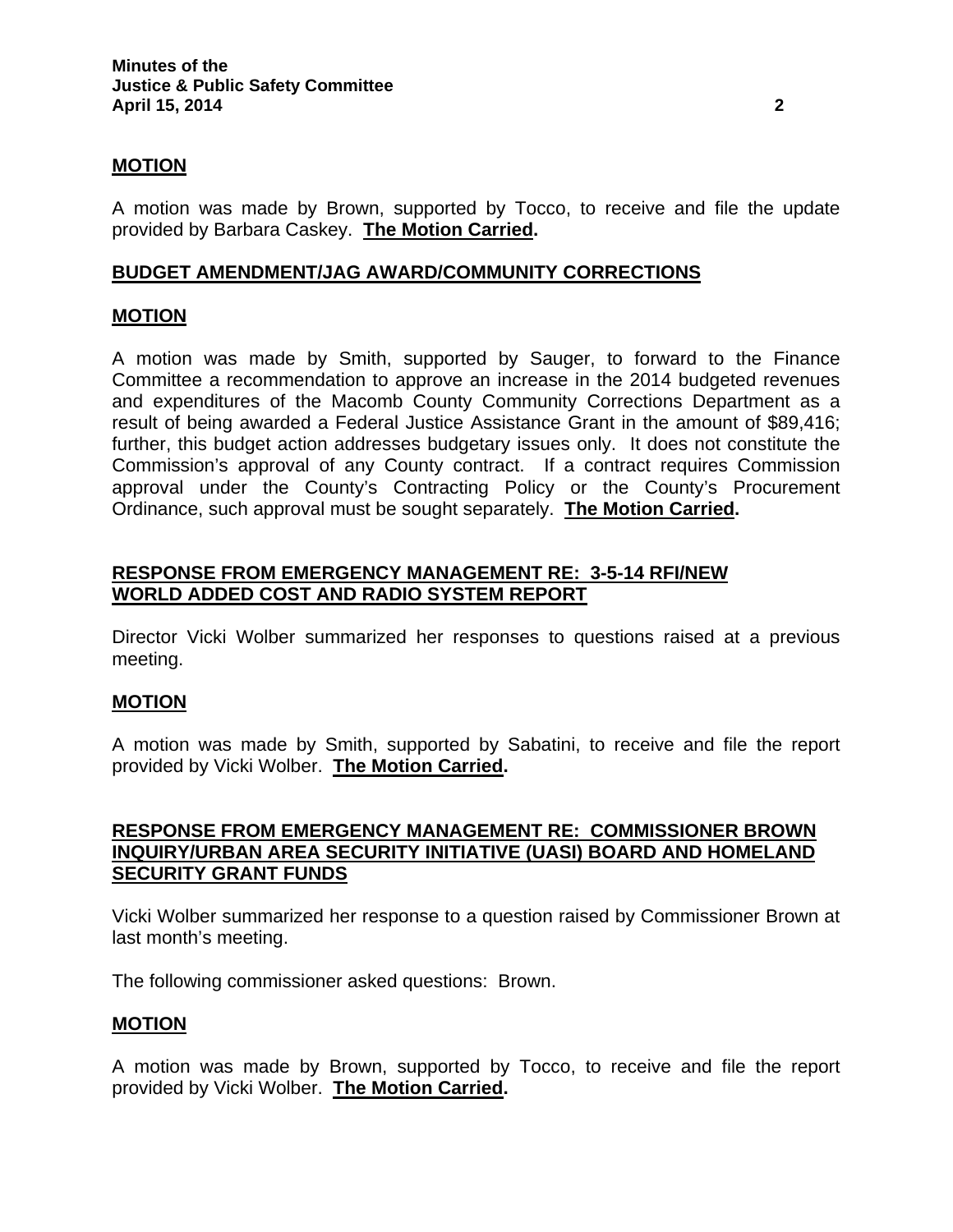**MOTION**

A motion was made by Brown, supported by Tocco, to receive and file the update provided by Barbara Caskey. **The Motion Carried.**

**BUDGET AMENDMENT/JAG AWARD/COMMUNITY CORRECTIONS**

**MOTION**

A motion was made by Smith, supported by Sauger, to forward to the Finance Committee a recommendation to approve an increase in the 2014 budgeted revenues and expenditures of the Macomb County Community Corrections Department as a result of being awarded a Federal Justice Assistance Grant in the amount of $89,416; further, this budget action addresses budgetary issues only. It does not constitute the Commission's approval of any County contract. If a contract requires Commission approval under the County's Contracting Policy or the County's Procurement Ordinance, such approval must be sought separately. **The Motion Carried.**

**RESPONSE FROM EMERGENCY MANAGEMENT RE: 3-5-14 RFI/NEW WORLD ADDED COST AND RADIO SYSTEM REPORT**

Director Vicki Wolber summarized her responses to questions raised at a previous meeting.

**MOTION**

A motion was made by Smith, supported by Sabatini, to receive and file the report provided by Vicki Wolber. **The Motion Carried.**

**RESPONSE FROM EMERGENCY MANAGEMENT RE: COMMISSIONER BROWN INQUIRY/URBAN AREA SECURITY INITIATIVE (UASI) BOARD AND HOMELAND SECURITY GRANT FUNDS**

Vicki Wolber summarized her response to a question raised by Commissioner Brown at last month's meeting.

The following commissioner asked questions: Brown.

**MOTION**

A motion was made by Brown, supported by Tocco, to receive and file the report provided by Vicki Wolber. **The Motion Carried.**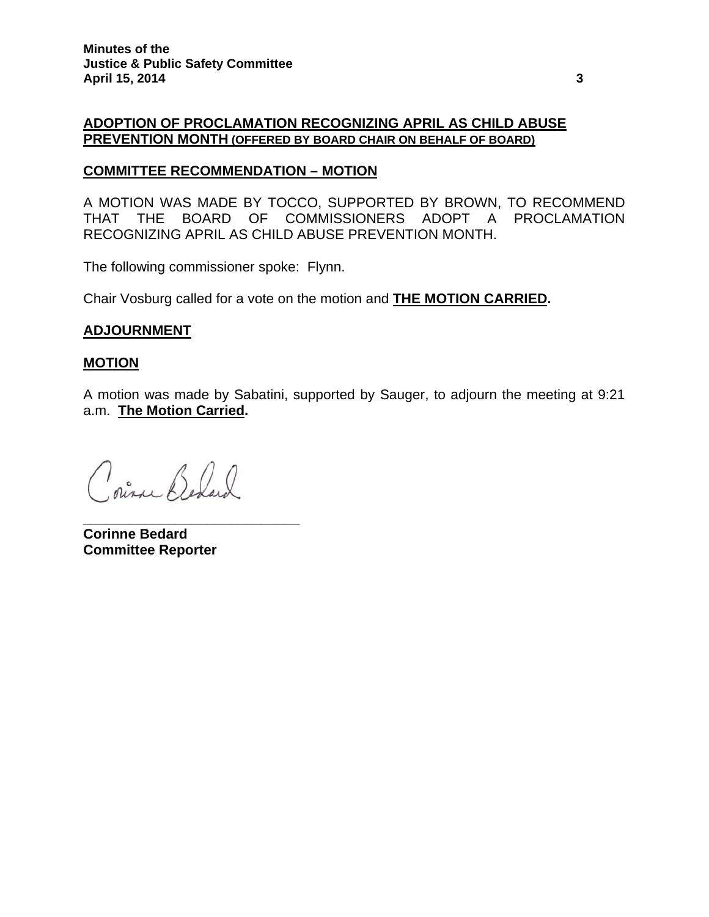## ADOPTION OF PROCLAMATION RECOGNIZING APRIL AS CHILD ABUSE PREVENTION MONTH (OFFERED BY BOARD CHAIR ON BEHALF OF BOARD)

### COMMITTEE RECOMMENDATION – MOTION

A MOTION WAS MADE BY TOCCO, SUPPORTED BY BROWN, TO RECOMMEND THAT THE BOARD OF COMMISSIONERS ADOPT A PROCLAMATION RECOGNIZING APRIL AS CHILD ABUSE PREVENTION MONTH.

The following commissioner spoke: Flynn.

Chair Vosburg called for a vote on the motion and **THE MOTION CARRIED.**

## ADJOURNMENT

### MOTION

A motion was made by Sabatini, supported by Sauger, to adjourn the meeting at 9:21 a.m. **The Motion Carried.**

_____________________________

**Corinne Bedard**
**Committee Reporter**